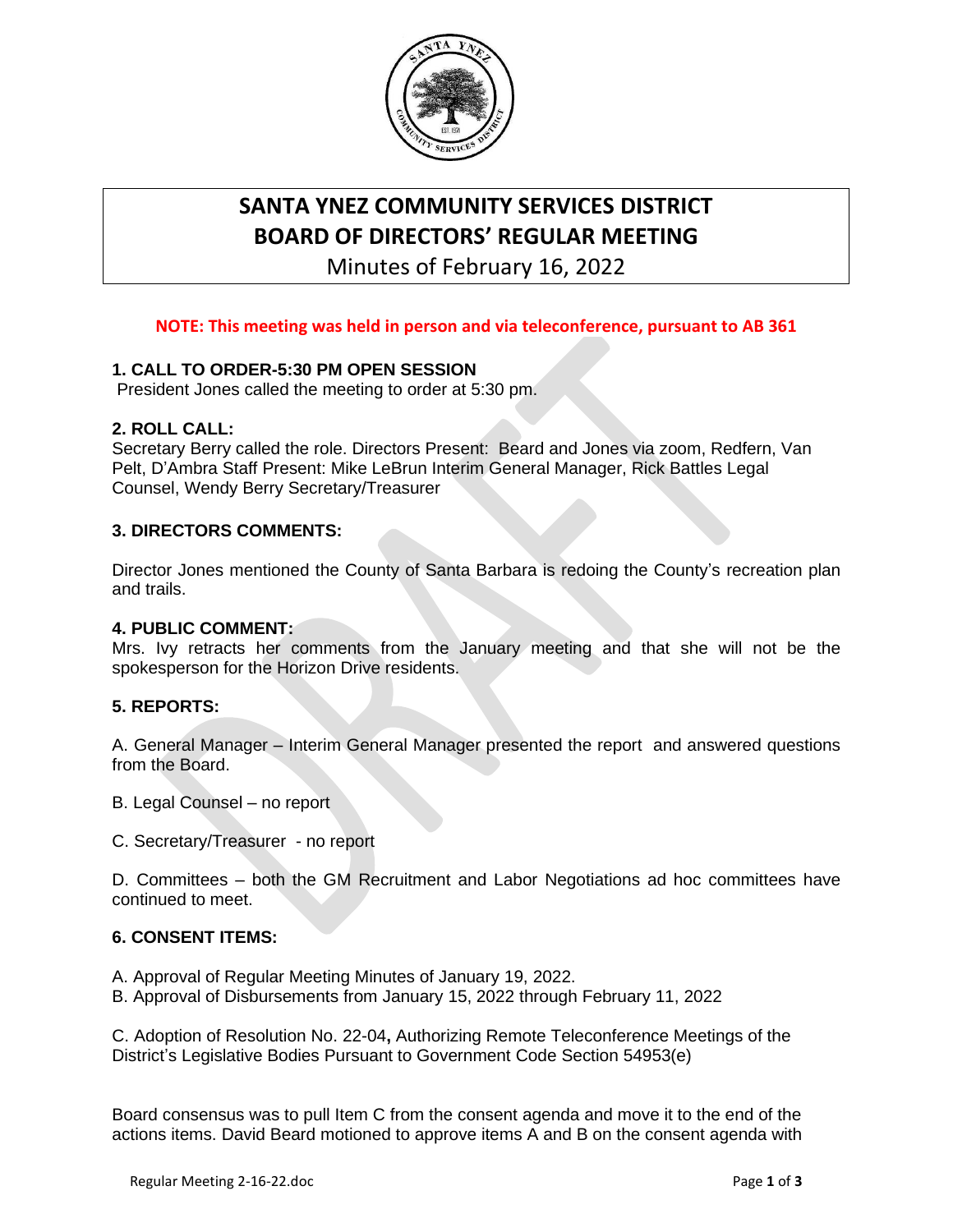# SANTA YNEZ COMMUNITY SERVICES DISTRICT
# BOARD OF DIRECTORS' REGULAR MEETING
## Minutes of February 16, 2022

**NOTE: This meeting was held in person and via teleconference, pursuant to AB 361**

### 1. CALL TO ORDER-5:30 PM OPEN SESSION

President Jones called the meeting to order at 5:30 pm.

### 2. ROLL CALL:

Secretary Berry called the role. Directors Present: Beard and Jones via zoom, Redfern, Van Pelt, D'Ambra Staff Present: Mike LeBrun Interim General Manager, Rick Battles Legal Counsel, Wendy Berry Secretary/Treasurer

### 3. DIRECTORS COMMENTS:

Director Jones mentioned the County of Santa Barbara is redoing the County's recreation plan and trails.

### 4. PUBLIC COMMENT:

Mrs. Ivy retracts her comments from the January meeting and that she will not be the spokesperson for the Horizon Drive residents.

### 5. REPORTS:

A. General Manager – Interim General Manager presented the report and answered questions from the Board.

B. Legal Counsel – no report

C. Secretary/Treasurer - no report

D. Committees – both the GM Recruitment and Labor Negotiations ad hoc committees have continued to meet.

### 6. CONSENT ITEMS:

A. Approval of Regular Meeting Minutes of January 19, 2022.
B. Approval of Disbursements from January 15, 2022 through February 11, 2022

C. Adoption of Resolution No. 22-04**,** Authorizing Remote Teleconference Meetings of the District's Legislative Bodies Pursuant to Government Code Section 54953(e)

Board consensus was to pull Item C from the consent agenda and move it to the end of the actions items. David Beard motioned to approve items A and B on the consent agenda with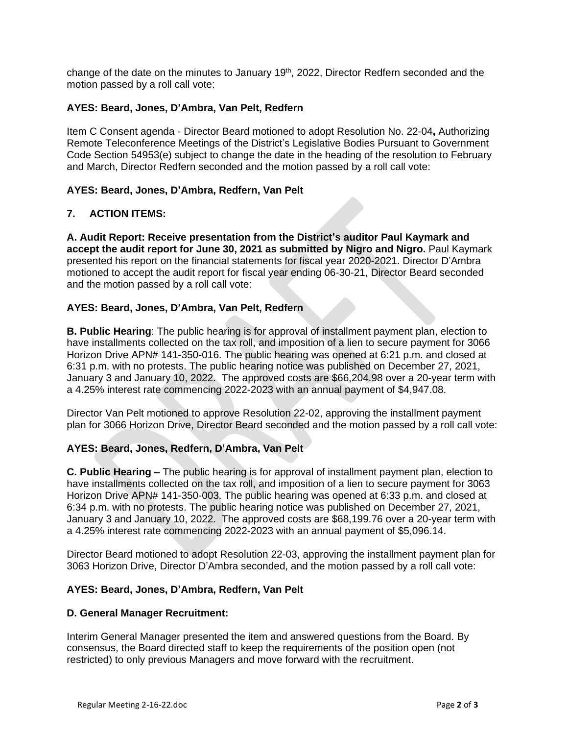change of the date on the minutes to January 19th, 2022, Director Redfern seconded and the motion passed by a roll call vote:

**AYES: Beard, Jones, D'Ambra, Van Pelt, Redfern**

Item C Consent agenda - Director Beard motioned to adopt Resolution No. 22-04**,** Authorizing Remote Teleconference Meetings of the District's Legislative Bodies Pursuant to Government Code Section 54953(e) subject to change the date in the heading of the resolution to February and March, Director Redfern seconded and the motion passed by a roll call vote:

**AYES: Beard, Jones, D'Ambra, Redfern, Van Pelt**

## 7. ACTION ITEMS:

**A. Audit Report: Receive presentation from the District's auditor Paul Kaymark and accept the audit report for June 30, 2021 as submitted by Nigro and Nigro.** Paul Kaymark presented his report on the financial statements for fiscal year 2020-2021. Director D'Ambra motioned to accept the audit report for fiscal year ending 06-30-21, Director Beard seconded and the motion passed by a roll call vote:

**AYES: Beard, Jones, D'Ambra, Van Pelt, Redfern**

**B. Public Hearing**: The public hearing is for approval of installment payment plan, election to have installments collected on the tax roll, and imposition of a lien to secure payment for 3066 Horizon Drive APN# 141-350-016. The public hearing was opened at 6:21 p.m. and closed at 6:31 p.m. with no protests. The public hearing notice was published on December 27, 2021, January 3 and January 10, 2022. The approved costs are $66,204.98 over a 20-year term with a 4.25% interest rate commencing 2022-2023 with an annual payment of $4,947.08.

Director Van Pelt motioned to approve Resolution 22-02, approving the installment payment plan for 3066 Horizon Drive, Director Beard seconded and the motion passed by a roll call vote:

**AYES: Beard, Jones, Redfern, D'Ambra, Van Pelt**

**C. Public Hearing –** The public hearing is for approval of installment payment plan, election to have installments collected on the tax roll, and imposition of a lien to secure payment for 3063 Horizon Drive APN# 141-350-003. The public hearing was opened at 6:33 p.m. and closed at 6:34 p.m. with no protests. The public hearing notice was published on December 27, 2021, January 3 and January 10, 2022. The approved costs are $68,199.76 over a 20-year term with a 4.25% interest rate commencing 2022-2023 with an annual payment of $5,096.14.

Director Beard motioned to adopt Resolution 22-03, approving the installment payment plan for 3063 Horizon Drive, Director D'Ambra seconded, and the motion passed by a roll call vote:

**AYES: Beard, Jones, D'Ambra, Redfern, Van Pelt**

**D. General Manager Recruitment:**

Interim General Manager presented the item and answered questions from the Board. By consensus, the Board directed staff to keep the requirements of the position open (not restricted) to only previous Managers and move forward with the recruitment.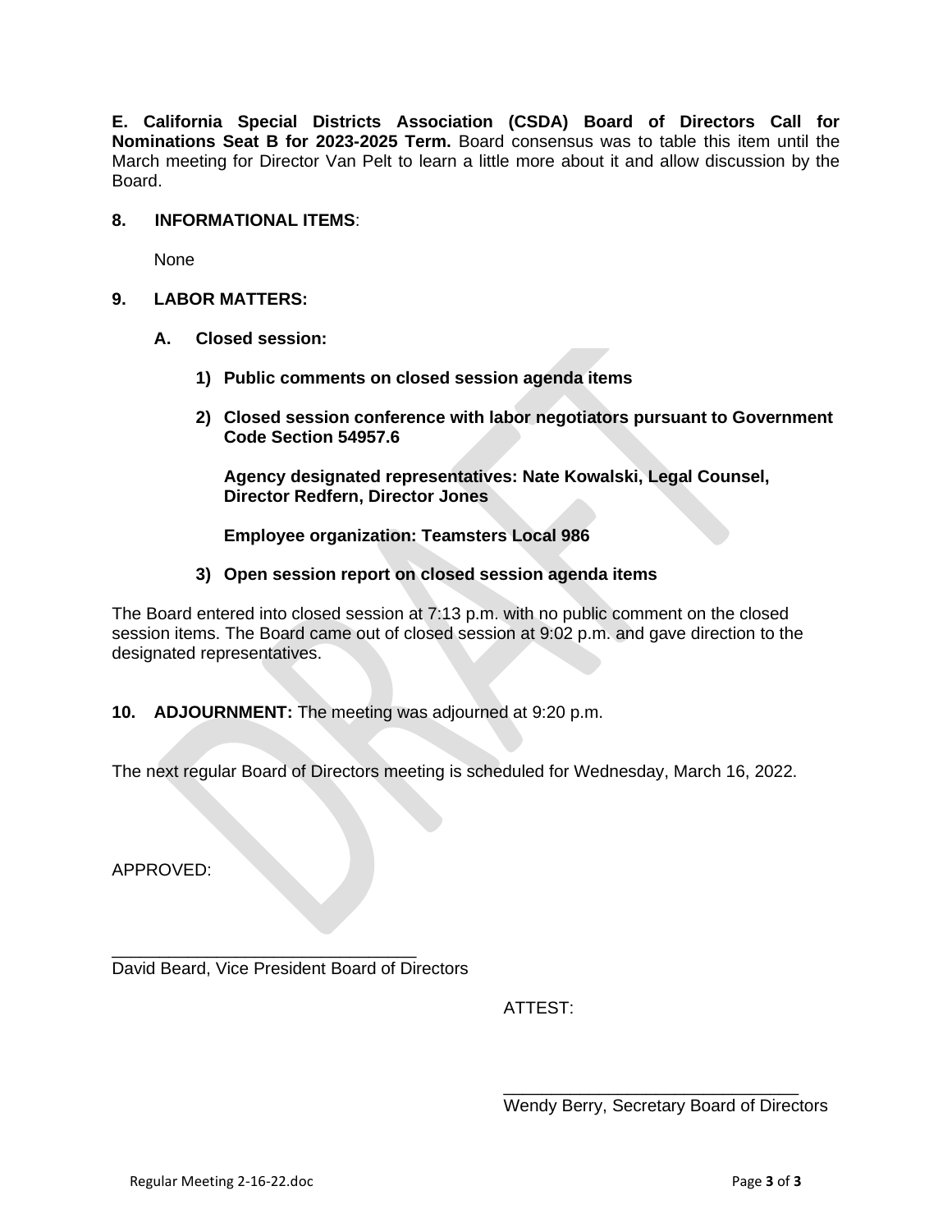**E. California Special Districts Association (CSDA) Board of Directors Call for Nominations Seat B for 2023-2025 Term.** Board consensus was to table this item until the March meeting for Director Van Pelt to learn a little more about it and allow discussion by the Board.

**8. INFORMATIONAL ITEMS**:

None

**9. LABOR MATTERS:**

**A. Closed session:**

**1) Public comments on closed session agenda items**

**2) Closed session conference with labor negotiators pursuant to Government Code Section 54957.6**

**Agency designated representatives: Nate Kowalski, Legal Counsel, Director Redfern, Director Jones**

**Employee organization: Teamsters Local 986**

**3) Open session report on closed session agenda items**

The Board entered into closed session at 7:13 p.m. with no public comment on the closed session items. The Board came out of closed session at 9:02 p.m. and gave direction to the designated representatives.

**10. ADJOURNMENT:** The meeting was adjourned at 9:20 p.m.

The next regular Board of Directors meeting is scheduled for Wednesday, March 16, 2022.

APPROVED:

\_\_\_\_\_\_\_\_\_\_\_\_\_\_\_\_\_\_\_\_\_\_\_\_\_\_\_\_\_\_\_\_
David Beard, Vice President Board of Directors

ATTEST:

\_\_\_\_\_\_\_\_\_\_\_\_\_\_\_\_\_\_\_\_\_\_\_\_\_\_\_\_\_\_\_\_
Wendy Berry, Secretary Board of Directors